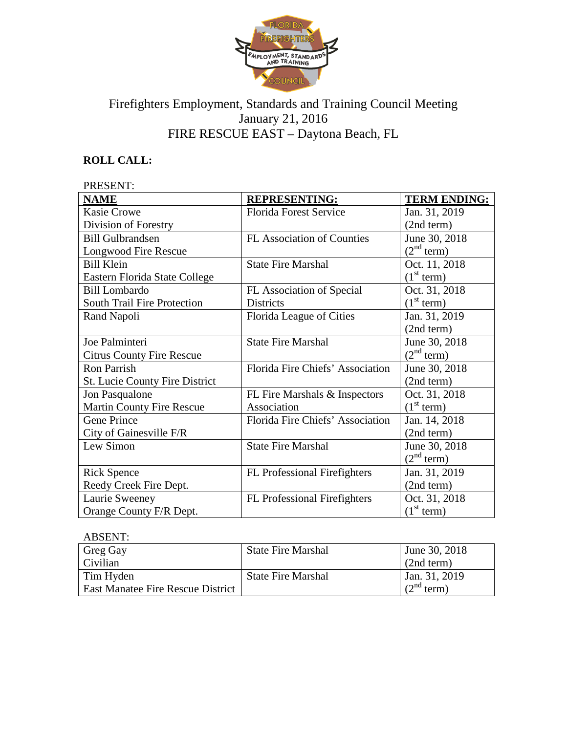# Firefighters Employment, Standards and Training Council Meeting
## January 21, 2016
## FIRE RESCUE EAST – Daytona Beach, FL

**ROLL CALL:**

PRESENT:

| NAME | REPRESENTING: | TERM ENDING: |
|---|---|---|
| Kasie Crowe<br>Division of Forestry | Florida Forest Service | Jan. 31, 2019<br>(2nd term) |
| Bill Gulbrandsen<br>Longwood Fire Rescue | FL Association of Counties | June 30, 2018<br>(2nd term) |
| Bill Klein<br>Eastern Florida State College | State Fire Marshal | Oct. 11, 2018<br>(1st term) |
| Bill Lombardo<br>South Trail Fire Protection | FL Association of Special Districts | Oct. 31, 2018<br>(1st term) |
| Rand Napoli | Florida League of Cities | Jan. 31, 2019<br>(2nd term) |
| Joe Palminteri<br>Citrus County Fire Rescue | State Fire Marshal | June 30, 2018<br>(2nd term) |
| Ron Parrish<br>St. Lucie County Fire District | Florida Fire Chiefs' Association | June 30, 2018<br>(2nd term) |
| Jon Pasqualone<br>Martin County Fire Rescue | FL Fire Marshals & Inspectors Association | Oct. 31, 2018<br>(1st term) |
| Gene Prince<br>City of Gainesville F/R | Florida Fire Chiefs' Association | Jan. 14, 2018<br>(2nd term) |
| Lew Simon | State Fire Marshal | June 30, 2018<br>(2nd term) |
| Rick Spence<br>Reedy Creek Fire Dept. | FL Professional Firefighters | Jan. 31, 2019<br>(2nd term) |
| Laurie Sweeney<br>Orange County F/R Dept. | FL Professional Firefighters | Oct. 31, 2018<br>(1st term) |

ABSENT:

| NAME | REPRESENTING: | TERM ENDING: |
|---|---|---|
| Greg Gay<br>Civilian | State Fire Marshal | June 30, 2018<br>(2nd term) |
| Tim Hyden<br>East Manatee Fire Rescue District | State Fire Marshal | Jan. 31, 2019<br>(2nd term) |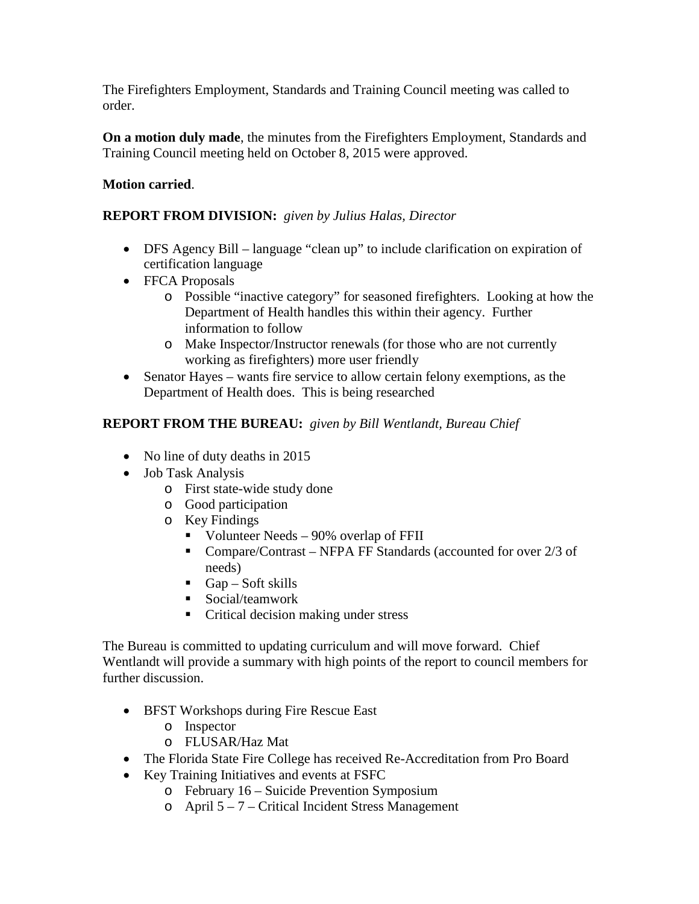The Firefighters Employment, Standards and Training Council meeting was called to order.

**On a motion duly made**, the minutes from the Firefighters Employment, Standards and Training Council meeting held on October 8, 2015 were approved.

**Motion carried**.

**REPORT FROM DIVISION:** *given by Julius Halas, Director*

- DFS Agency Bill – language "clean up" to include clarification on expiration of certification language
- FFCA Proposals
  - Possible "inactive category" for seasoned firefighters. Looking at how the Department of Health handles this within their agency. Further information to follow
  - Make Inspector/Instructor renewals (for those who are not currently working as firefighters) more user friendly
- Senator Hayes – wants fire service to allow certain felony exemptions, as the Department of Health does. This is being researched

**REPORT FROM THE BUREAU:** *given by Bill Wentlandt, Bureau Chief*

- No line of duty deaths in 2015
- Job Task Analysis
  - First state-wide study done
  - Good participation
  - Key Findings
    - Volunteer Needs – 90% overlap of FFII
    - Compare/Contrast – NFPA FF Standards (accounted for over 2/3 of needs)
    - Gap – Soft skills
    - Social/teamwork
    - Critical decision making under stress

The Bureau is committed to updating curriculum and will move forward. Chief Wentlandt will provide a summary with high points of the report to council members for further discussion.

- BFST Workshops during Fire Rescue East
  - Inspector
  - FLUSAR/Haz Mat
- The Florida State Fire College has received Re-Accreditation from Pro Board
- Key Training Initiatives and events at FSFC
  - February 16 – Suicide Prevention Symposium
  - April 5 – 7 – Critical Incident Stress Management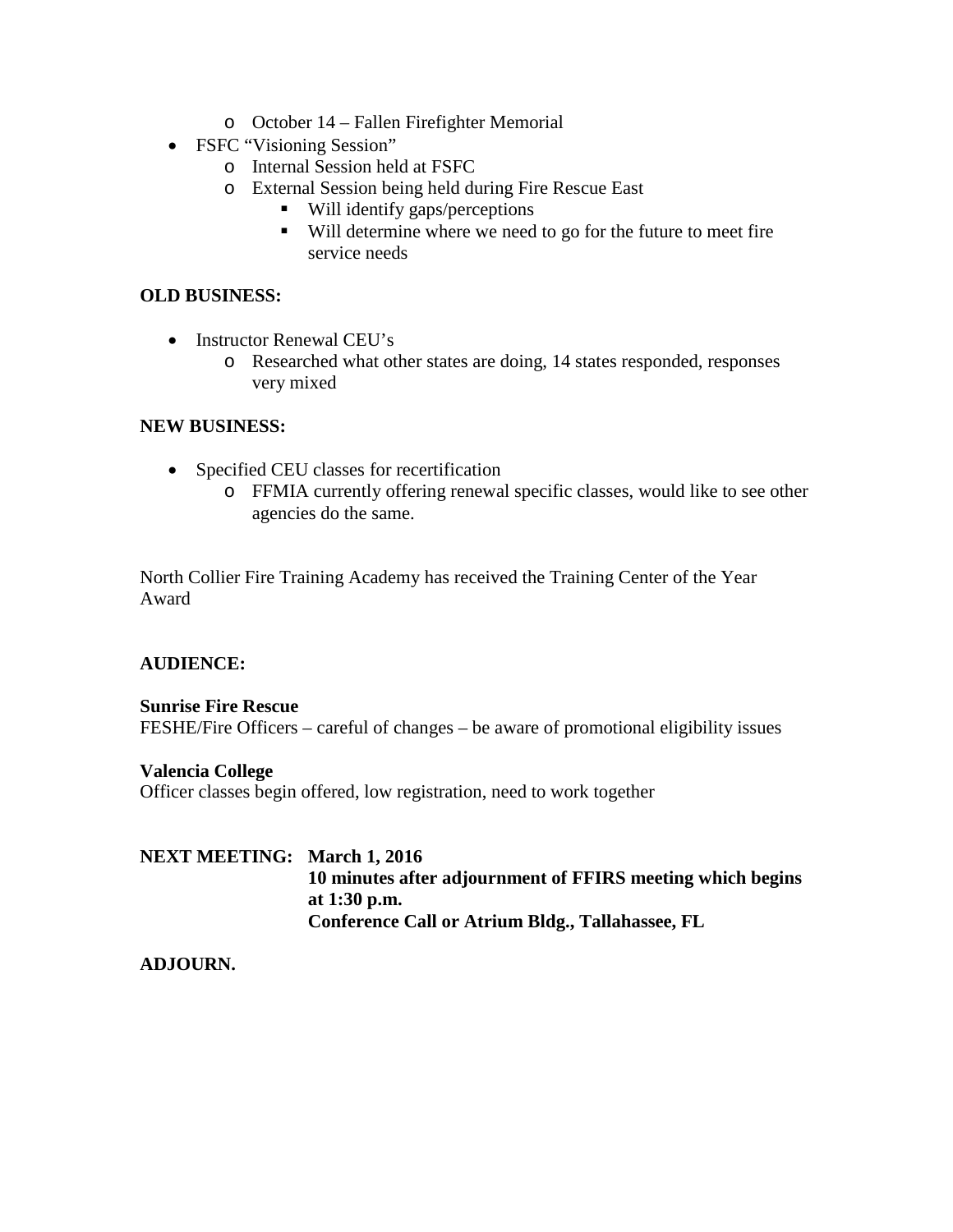- October 14 – Fallen Firefighter Memorial
- FSFC "Visioning Session"
  - Internal Session held at FSFC
  - External Session being held during Fire Rescue East
    - Will identify gaps/perceptions
    - Will determine where we need to go for the future to meet fire service needs

**OLD BUSINESS:**

- Instructor Renewal CEU's
  - Researched what other states are doing, 14 states responded, responses very mixed

**NEW BUSINESS:**

- Specified CEU classes for recertification
  - FFMIA currently offering renewal specific classes, would like to see other agencies do the same.

North Collier Fire Training Academy has received the Training Center of the Year Award

**AUDIENCE:**

**Sunrise Fire Rescue**
FESHE/Fire Officers – careful of changes – be aware of promotional eligibility issues

**Valencia College**
Officer classes begin offered, low registration, need to work together

**NEXT MEETING: March 1, 2016**
**10 minutes after adjournment of FFIRS meeting which begins at 1:30 p.m.**
**Conference Call or Atrium Bldg., Tallahassee, FL**

**ADJOURN.**